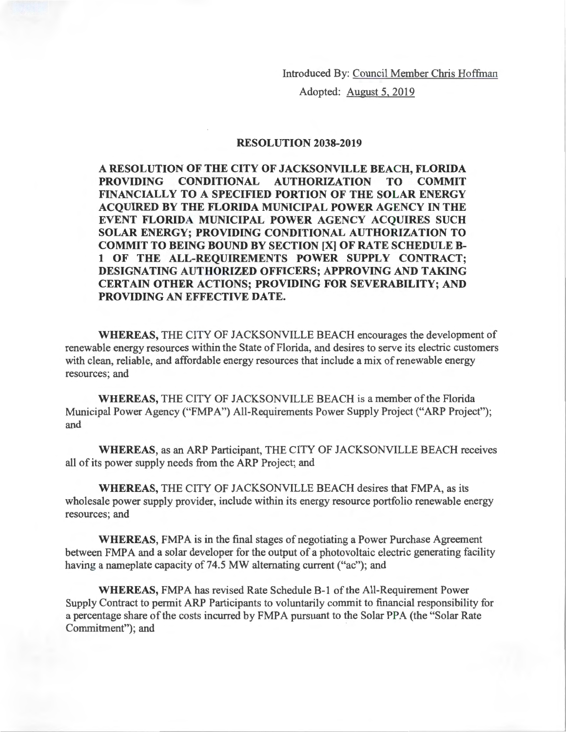Introduced By: Council Member Chris Hoffman

Adopted: August 5, 2019

# RESOLUTION 2038-2019

**A RESOLUTION OF THE CITY OF JACKSONVILLE BEACH, FLORIDA PROVIDING CONDITIONAL AUTHORIZATION TO COMMIT FINANCIALLY TO A SPECIFIED PORTION OF THE SOLAR ENERGY ACQUIRED BY THE FLORIDA MUNICIPAL POWER AGENCY IN THE EVENT FLORIDA MUNICIPAL POWER AGENCY ACQUIRES SUCH SOLAR ENERGY; PROVIDING CONDITIONAL AUTHORIZATION TO COMMIT TO BEING BOUND BY SECTION [X] OF RATE SCHEDULE B-1 OF THE ALL-REQUIREMENTS POWER SUPPLY CONTRACT; DESIGNATING AUTHORIZED OFFICERS; APPROVING AND TAKING CERTAIN OTHER ACTIONS; PROVIDING FOR SEVERABILITY; AND PROVIDING AN EFFECTIVE DATE.**

**WHEREAS,** THE CITY OF JACKSONVILLE BEACH encourages the development of renewable energy resources within the State of Florida, and desires to serve its electric customers with clean, reliable, and affordable energy resources that include a mix of renewable energy resources; and

**WHEREAS,** THE CITY OF JACKSONVILLE BEACH is a member of the Florida Municipal Power Agency ("FMPA") All-Requirements Power Supply Project ("ARP Project"); and

**WHEREAS,** as an ARP Participant, THE CITY OF JACKSONVILLE BEACH receives all of its power supply needs from the ARP Project; and

**WHEREAS,** THE CITY OF JACKSONVILLE BEACH desires that FMPA, as its wholesale power supply provider, include within its energy resource portfolio renewable energy resources; and

**WHEREAS,** FMPA is in the final stages of negotiating a Power Purchase Agreement between FMPA and a solar developer for the output of a photovoltaic electric generating facility having a nameplate capacity of 74.5 MW alternating current ("ac"); and

**WHEREAS,** FMPA has revised Rate Schedule B-1 of the All-Requirement Power Supply Contract to permit ARP Participants to voluntarily commit to financial responsibility for a percentage share of the costs incurred by FMPA pursuant to the Solar PPA (the "Solar Rate Commitment"); and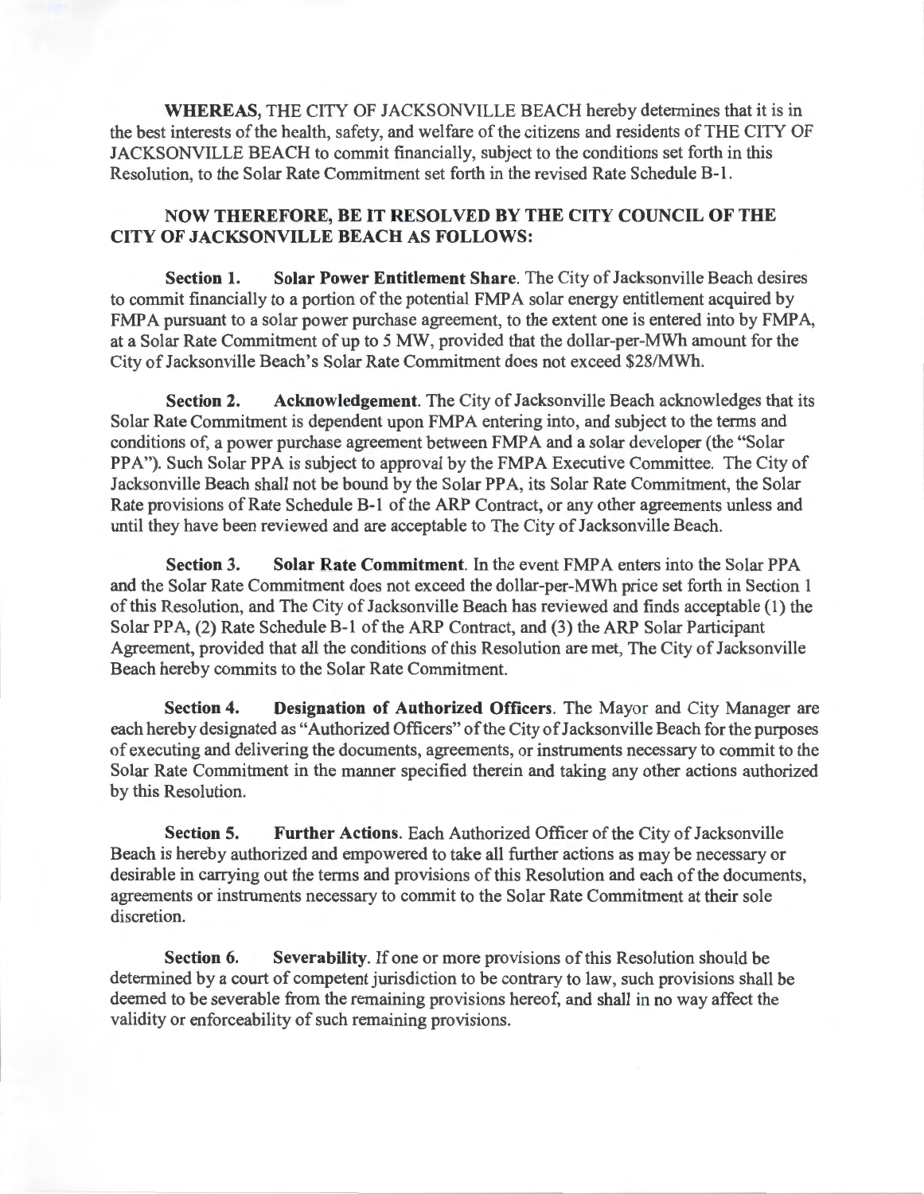**WHEREAS,** THE CITY OF JACKSONVILLE BEACH hereby determines that it is in the best interests of the health, safety, and welfare of the citizens and residents of THE CITY OF JACKSONVILLE BEACH to commit financially, subject to the conditions set forth in this Resolution, to the Solar Rate Commitment set forth in the revised Rate Schedule B-1.

**NOW THEREFORE, BE IT RESOLVED BY THE CITY COUNCIL OF THE CITY OF JACKSONVILLE BEACH AS FOLLOWS:**

**Section 1. Solar Power Entitlement Share**. The City of Jacksonville Beach desires to commit financially to a portion of the potential FMPA solar energy entitlement acquired by FMPA pursuant to a solar power purchase agreement, to the extent one is entered into by FMPA, at a Solar Rate Commitment of up to 5 MW, provided that the dollar-per-MWh amount for the City of Jacksonville Beach's Solar Rate Commitment does not exceed $28/MWh.

**Section 2. Acknowledgement**. The City of Jacksonville Beach acknowledges that its Solar Rate Commitment is dependent upon FMPA entering into, and subject to the terms and conditions of, a power purchase agreement between FMPA and a solar developer (the "Solar PPA"). Such Solar PPA is subject to approval by the FMPA Executive Committee. The City of Jacksonville Beach shall not be bound by the Solar PPA, its Solar Rate Commitment, the Solar Rate provisions of Rate Schedule B-1 of the ARP Contract, or any other agreements unless and until they have been reviewed and are acceptable to The City of Jacksonville Beach.

**Section 3. Solar Rate Commitment**. In the event FMPA enters into the Solar PPA and the Solar Rate Commitment does not exceed the dollar-per-MWh price set forth in Section 1 of this Resolution, and The City of Jacksonville Beach has reviewed and finds acceptable (1) the Solar PPA, (2) Rate Schedule B-1 of the ARP Contract, and (3) the ARP Solar Participant Agreement, provided that all the conditions of this Resolution are met, The City of Jacksonville Beach hereby commits to the Solar Rate Commitment.

**Section 4. Designation of Authorized Officers**. The Mayor and City Manager are each hereby designated as "Authorized Officers" of the City of Jacksonville Beach for the purposes of executing and delivering the documents, agreements, or instruments necessary to commit to the Solar Rate Commitment in the manner specified therein and taking any other actions authorized by this Resolution.

**Section 5. Further Actions**. Each Authorized Officer of the City of Jacksonville Beach is hereby authorized and empowered to take all further actions as may be necessary or desirable in carrying out the terms and provisions of this Resolution and each of the documents, agreements or instruments necessary to commit to the Solar Rate Commitment at their sole discretion.

**Section 6. Severability**. If one or more provisions of this Resolution should be determined by a court of competent jurisdiction to be contrary to law, such provisions shall be deemed to be severable from the remaining provisions hereof, and shall in no way affect the validity or enforceability of such remaining provisions.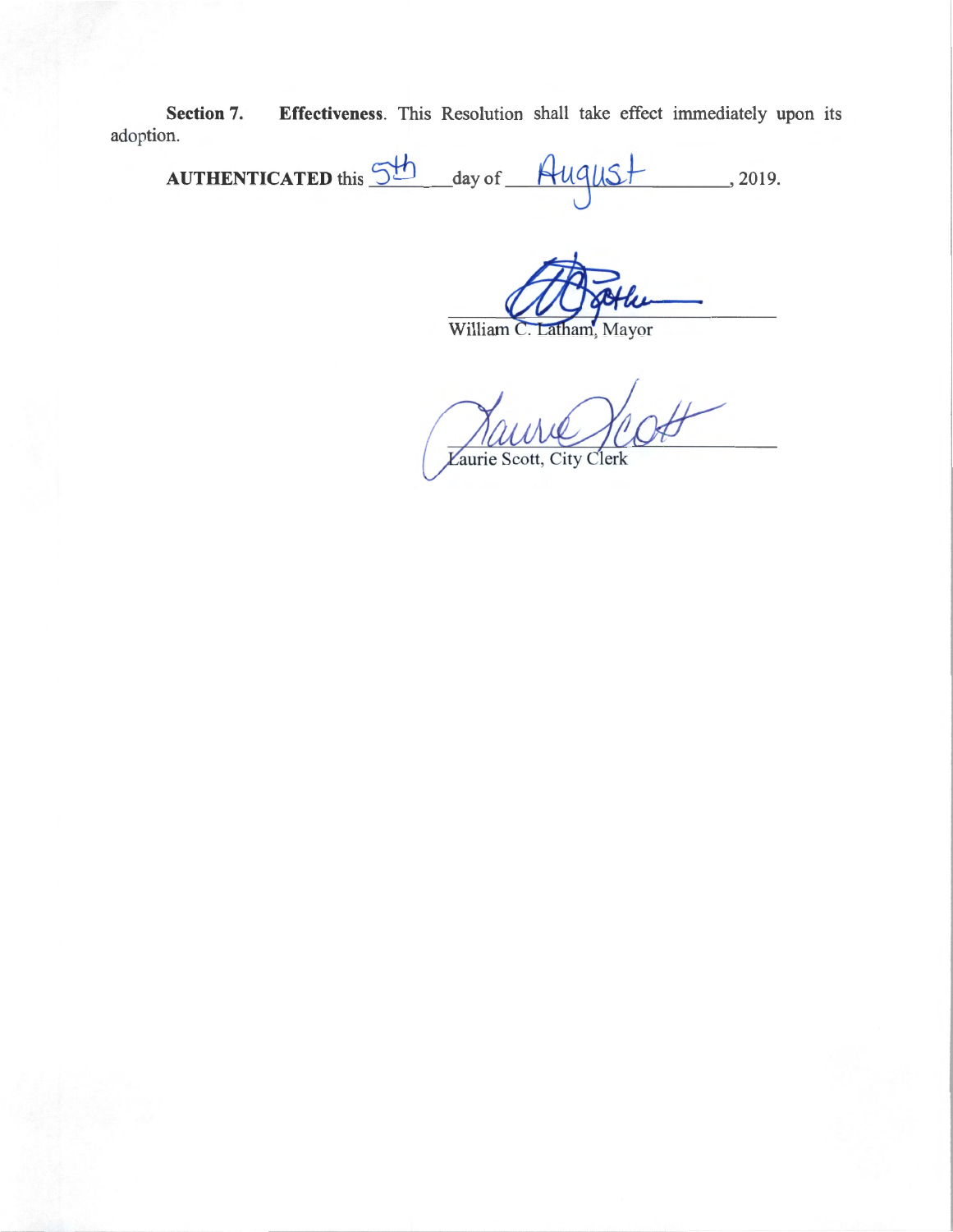**Section 7.** **Effectiveness**. This Resolution shall take effect immediately upon its adoption.

**AUTHENTICATED** this 5th day of August, 2019.

William C. Latham, Mayor

Laurie Scott, City Clerk